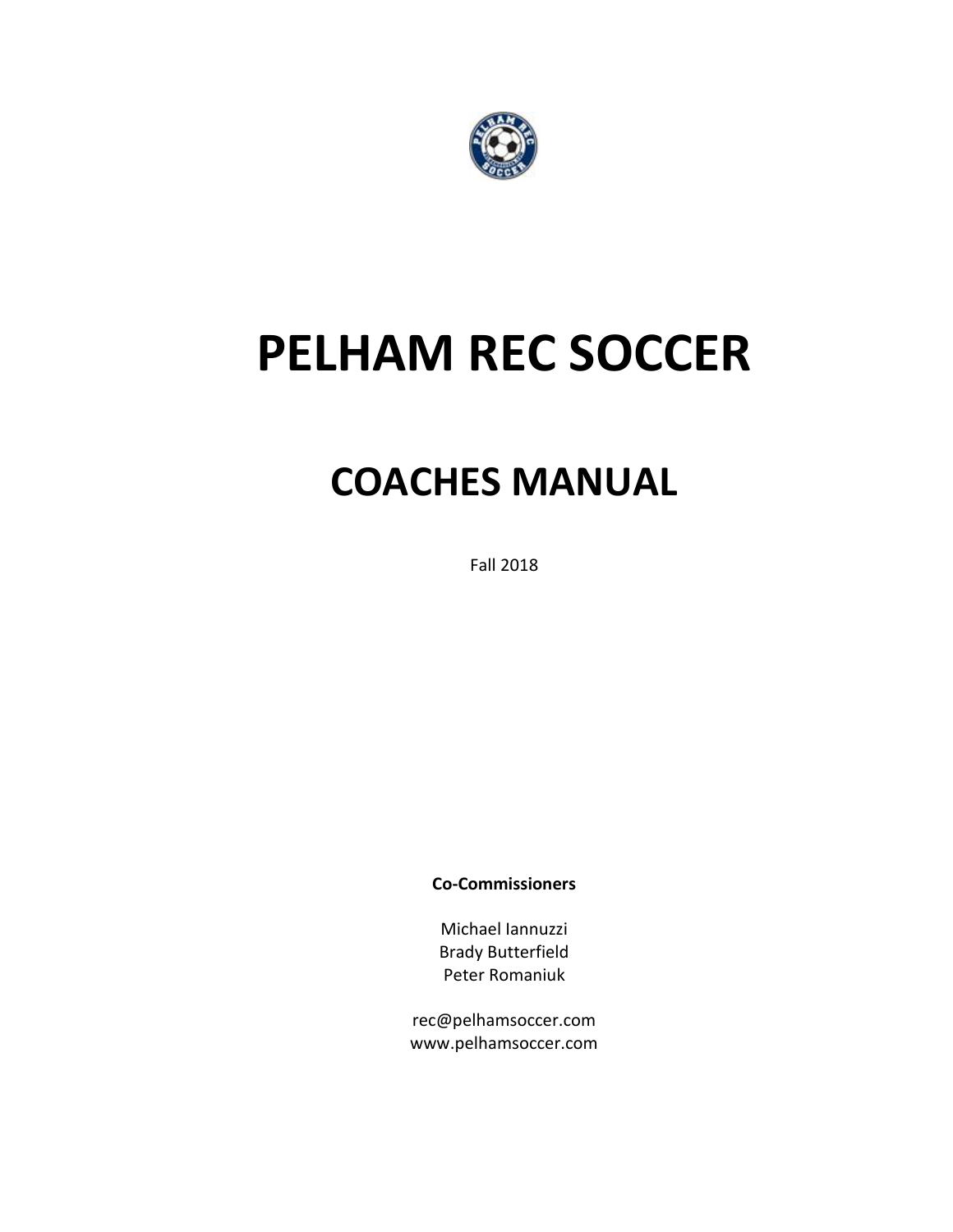# PELHAM REC SOCCER

## COACHES MANUAL

Fall 2018

**Co-Commissioners**

Michael Iannuzzi
Brady Butterfield
Peter Romaniuk

rec@pelhamsoccer.com
www.pelhamsoccer.com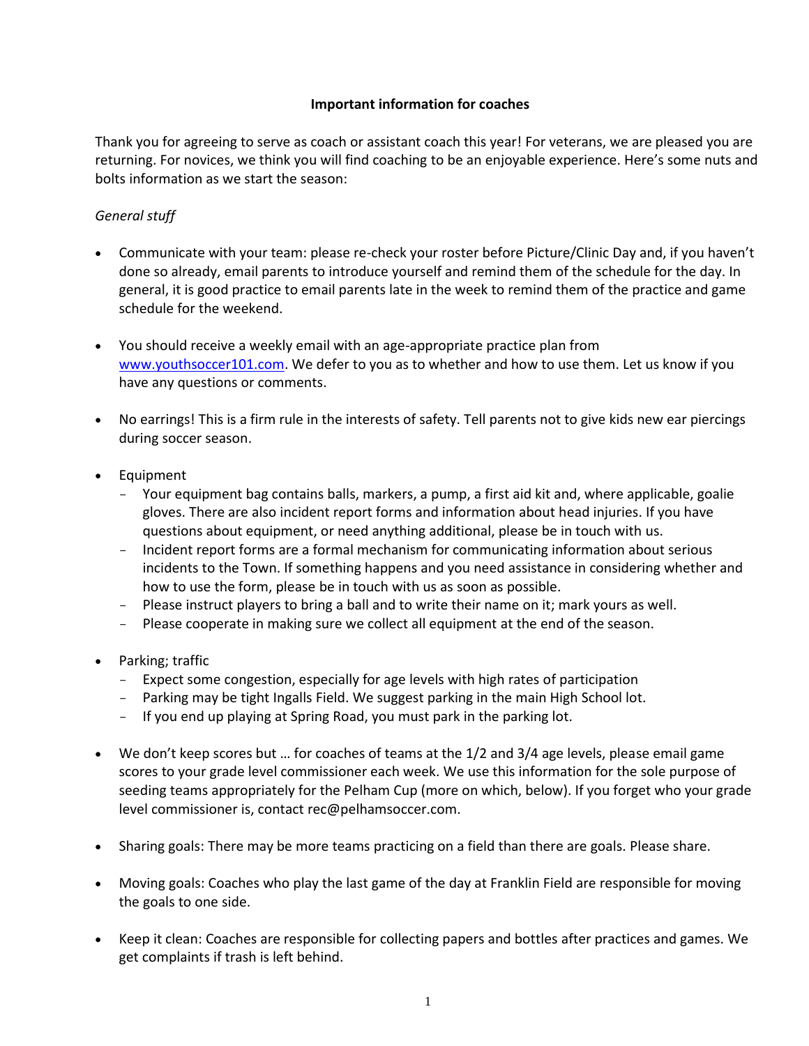**Important information for coaches**

Thank you for agreeing to serve as coach or assistant coach this year! For veterans, we are pleased you are returning. For novices, we think you will find coaching to be an enjoyable experience. Here's some nuts and bolts information as we start the season:

*General stuff*

- Communicate with your team: please re-check your roster before Picture/Clinic Day and, if you haven't done so already, email parents to introduce yourself and remind them of the schedule for the day. In general, it is good practice to email parents late in the week to remind them of the practice and game schedule for the weekend.

- You should receive a weekly email with an age-appropriate practice plan from [www.youthsoccer101.com](http://www.youthsoccer101.com). We defer to you as to whether and how to use them. Let us know if you have any questions or comments.

- No earrings! This is a firm rule in the interests of safety. Tell parents not to give kids new ear piercings during soccer season.

- Equipment
  - Your equipment bag contains balls, markers, a pump, a first aid kit and, where applicable, goalie gloves. There are also incident report forms and information about head injuries. If you have questions about equipment, or need anything additional, please be in touch with us.
  - Incident report forms are a formal mechanism for communicating information about serious incidents to the Town. If something happens and you need assistance in considering whether and how to use the form, please be in touch with us as soon as possible.
  - Please instruct players to bring a ball and to write their name on it; mark yours as well.
  - Please cooperate in making sure we collect all equipment at the end of the season.

- Parking; traffic
  - Expect some congestion, especially for age levels with high rates of participation
  - Parking may be tight Ingalls Field. We suggest parking in the main High School lot.
  - If you end up playing at Spring Road, you must park in the parking lot.

- We don't keep scores but … for coaches of teams at the 1/2 and 3/4 age levels, please email game scores to your grade level commissioner each week. We use this information for the sole purpose of seeding teams appropriately for the Pelham Cup (more on which, below). If you forget who your grade level commissioner is, contact rec@pelhamsoccer.com.

- Sharing goals: There may be more teams practicing on a field than there are goals. Please share.

- Moving goals: Coaches who play the last game of the day at Franklin Field are responsible for moving the goals to one side.

- Keep it clean: Coaches are responsible for collecting papers and bottles after practices and games. We get complaints if trash is left behind.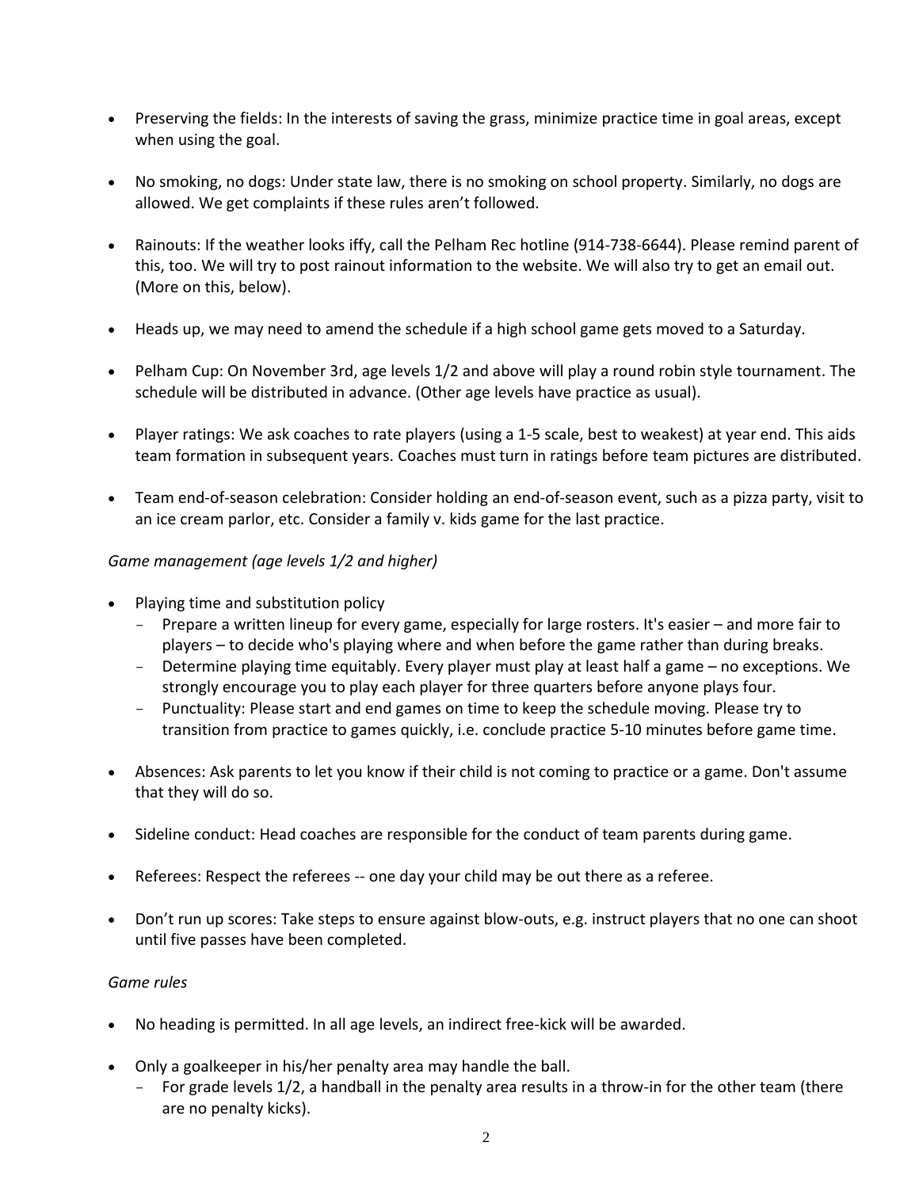- Preserving the fields: In the interests of saving the grass, minimize practice time in goal areas, except when using the goal.

- No smoking, no dogs: Under state law, there is no smoking on school property. Similarly, no dogs are allowed. We get complaints if these rules aren't followed.

- Rainouts: If the weather looks iffy, call the Pelham Rec hotline (914-738-6644). Please remind parent of this, too. We will try to post rainout information to the website. We will also try to get an email out. (More on this, below).

- Heads up, we may need to amend the schedule if a high school game gets moved to a Saturday.

- Pelham Cup: On November 3rd, age levels 1/2 and above will play a round robin style tournament. The schedule will be distributed in advance. (Other age levels have practice as usual).

- Player ratings: We ask coaches to rate players (using a 1-5 scale, best to weakest) at year end. This aids team formation in subsequent years. Coaches must turn in ratings before team pictures are distributed.

- Team end-of-season celebration: Consider holding an end-of-season event, such as a pizza party, visit to an ice cream parlor, etc. Consider a family v. kids game for the last practice.

*Game management (age levels 1/2 and higher)*

- Playing time and substitution policy
  - Prepare a written lineup for every game, especially for large rosters. It's easier – and more fair to players – to decide who's playing where and when before the game rather than during breaks.
  - Determine playing time equitably. Every player must play at least half a game – no exceptions. We strongly encourage you to play each player for three quarters before anyone plays four.
  - Punctuality: Please start and end games on time to keep the schedule moving. Please try to transition from practice to games quickly, i.e. conclude practice 5-10 minutes before game time.

- Absences: Ask parents to let you know if their child is not coming to practice or a game. Don't assume that they will do so.

- Sideline conduct: Head coaches are responsible for the conduct of team parents during game.

- Referees: Respect the referees -- one day your child may be out there as a referee.

- Don't run up scores: Take steps to ensure against blow-outs, e.g. instruct players that no one can shoot until five passes have been completed.

*Game rules*

- No heading is permitted. In all age levels, an indirect free-kick will be awarded.

- Only a goalkeeper in his/her penalty area may handle the ball.
  - For grade levels 1/2, a handball in the penalty area results in a throw-in for the other team (there are no penalty kicks).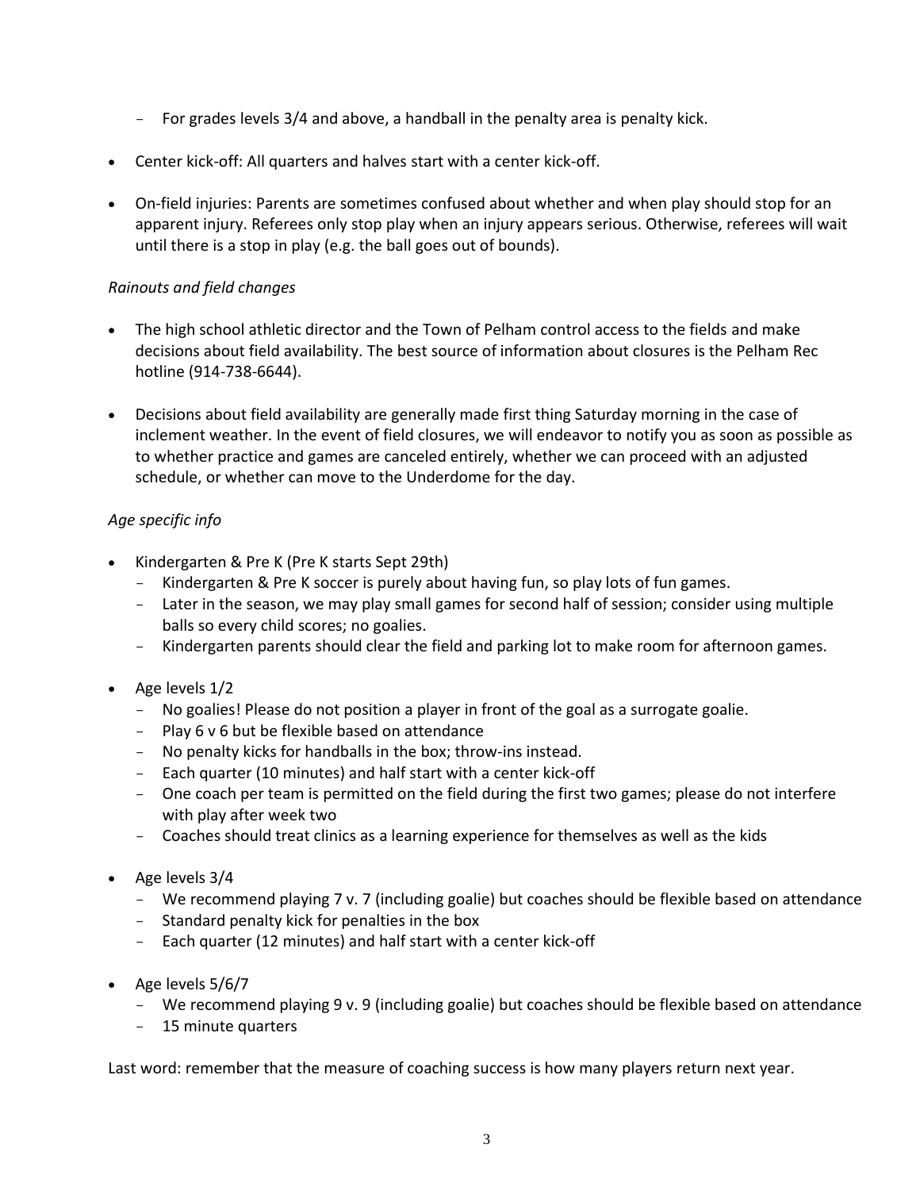- For grades levels 3/4 and above, a handball in the penalty area is penalty kick.

- Center kick-off: All quarters and halves start with a center kick-off.

- On-field injuries: Parents are sometimes confused about whether and when play should stop for an apparent injury. Referees only stop play when an injury appears serious. Otherwise, referees will wait until there is a stop in play (e.g. the ball goes out of bounds).

*Rainouts and field changes*

- The high school athletic director and the Town of Pelham control access to the fields and make decisions about field availability. The best source of information about closures is the Pelham Rec hotline (914-738-6644).

- Decisions about field availability are generally made first thing Saturday morning in the case of inclement weather. In the event of field closures, we will endeavor to notify you as soon as possible as to whether practice and games are canceled entirely, whether we can proceed with an adjusted schedule, or whether can move to the Underdome for the day.

*Age specific info*

- Kindergarten & Pre K (Pre K starts Sept 29th)
  - Kindergarten & Pre K soccer is purely about having fun, so play lots of fun games.
  - Later in the season, we may play small games for second half of session; consider using multiple balls so every child scores; no goalies.
  - Kindergarten parents should clear the field and parking lot to make room for afternoon games.

- Age levels 1/2
  - No goalies! Please do not position a player in front of the goal as a surrogate goalie.
  - Play 6 v 6 but be flexible based on attendance
  - No penalty kicks for handballs in the box; throw-ins instead.
  - Each quarter (10 minutes) and half start with a center kick-off
  - One coach per team is permitted on the field during the first two games; please do not interfere with play after week two
  - Coaches should treat clinics as a learning experience for themselves as well as the kids

- Age levels 3/4
  - We recommend playing 7 v. 7 (including goalie) but coaches should be flexible based on attendance
  - Standard penalty kick for penalties in the box
  - Each quarter (12 minutes) and half start with a center kick-off

- Age levels 5/6/7
  - We recommend playing 9 v. 9 (including goalie) but coaches should be flexible based on attendance
  - 15 minute quarters

Last word: remember that the measure of coaching success is how many players return next year.